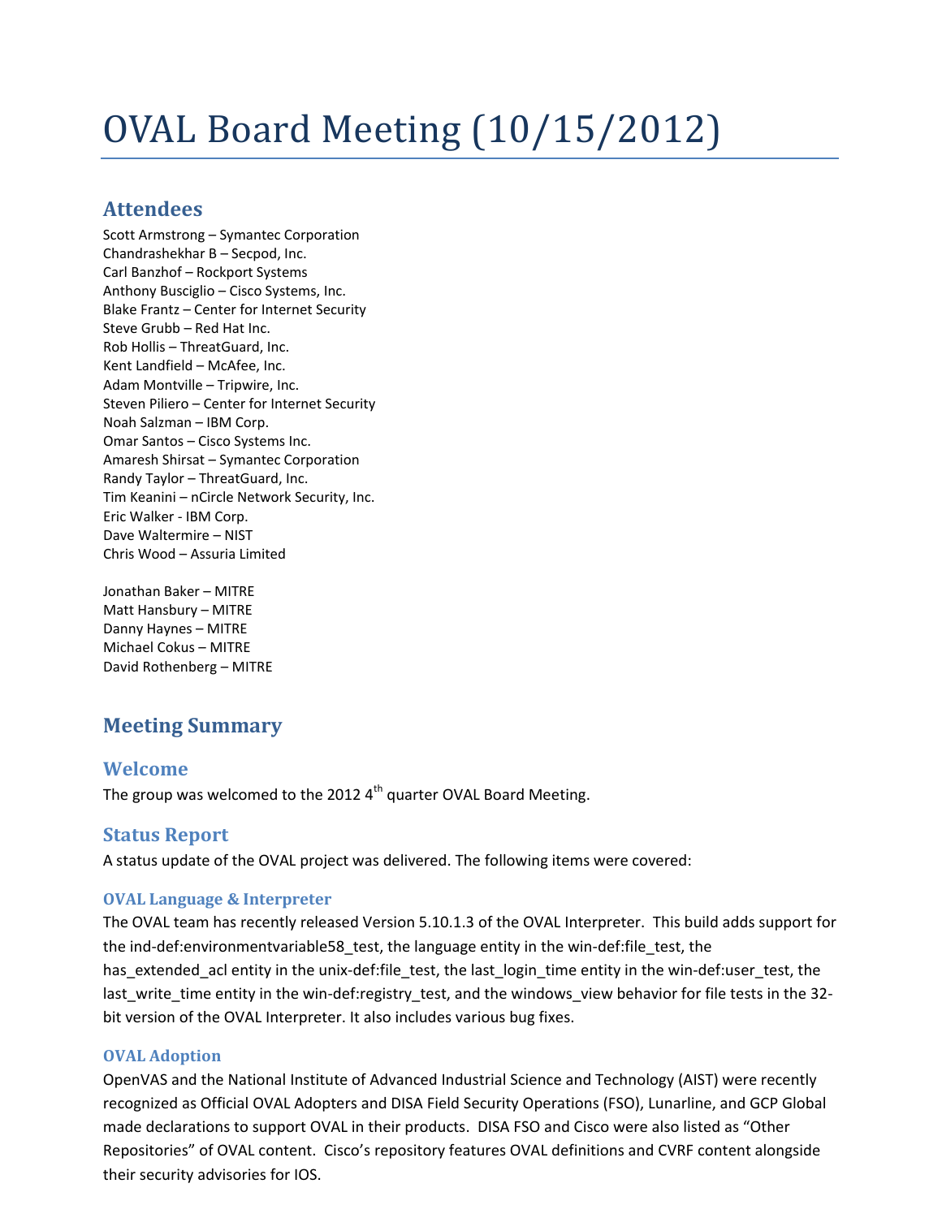# OVAL Board Meeting (10/15/2012)

## Attendees

Scott Armstrong – Symantec Corporation
Chandrashekhar B – Secpod, Inc.
Carl Banzhof – Rockport Systems
Anthony Busciglio – Cisco Systems, Inc.
Blake Frantz – Center for Internet Security
Steve Grubb – Red Hat Inc.
Rob Hollis – ThreatGuard, Inc.
Kent Landfield – McAfee, Inc.
Adam Montville – Tripwire, Inc.
Steven Piliero – Center for Internet Security
Noah Salzman – IBM Corp.
Omar Santos – Cisco Systems Inc.
Amaresh Shirsat – Symantec Corporation
Randy Taylor – ThreatGuard, Inc.
Tim Keanini – nCircle Network Security, Inc.
Eric Walker - IBM Corp.
Dave Waltermire – NIST
Chris Wood – Assuria Limited

Jonathan Baker – MITRE
Matt Hansbury – MITRE
Danny Haynes – MITRE
Michael Cokus – MITRE
David Rothenberg – MITRE

## Meeting Summary

### Welcome

The group was welcomed to the 2012 4th quarter OVAL Board Meeting.

### Status Report

A status update of the OVAL project was delivered. The following items were covered:

#### OVAL Language & Interpreter

The OVAL team has recently released Version 5.10.1.3 of the OVAL Interpreter. This build adds support for the ind-def:environmentvariable58_test, the language entity in the win-def:file_test, the has_extended_acl entity in the unix-def:file_test, the last_login_time entity in the win-def:user_test, the last_write_time entity in the win-def:registry_test, and the windows_view behavior for file tests in the 32-bit version of the OVAL Interpreter. It also includes various bug fixes.

#### OVAL Adoption

OpenVAS and the National Institute of Advanced Industrial Science and Technology (AIST) were recently recognized as Official OVAL Adopters and DISA Field Security Operations (FSO), Lunarline, and GCP Global made declarations to support OVAL in their products. DISA FSO and Cisco were also listed as "Other Repositories" of OVAL content. Cisco's repository features OVAL definitions and CVRF content alongside their security advisories for IOS.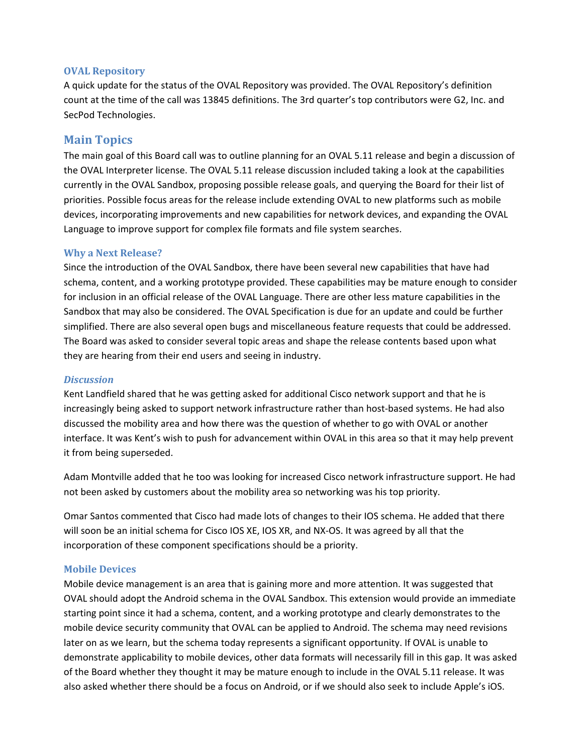### OVAL Repository

A quick update for the status of the OVAL Repository was provided. The OVAL Repository's definition count at the time of the call was 13845 definitions. The 3rd quarter's top contributors were G2, Inc. and SecPod Technologies.

## Main Topics

The main goal of this Board call was to outline planning for an OVAL 5.11 release and begin a discussion of the OVAL Interpreter license. The OVAL 5.11 release discussion included taking a look at the capabilities currently in the OVAL Sandbox, proposing possible release goals, and querying the Board for their list of priorities. Possible focus areas for the release include extending OVAL to new platforms such as mobile devices, incorporating improvements and new capabilities for network devices, and expanding the OVAL Language to improve support for complex file formats and file system searches.

### Why a Next Release?

Since the introduction of the OVAL Sandbox, there have been several new capabilities that have had schema, content, and a working prototype provided. These capabilities may be mature enough to consider for inclusion in an official release of the OVAL Language. There are other less mature capabilities in the Sandbox that may also be considered. The OVAL Specification is due for an update and could be further simplified. There are also several open bugs and miscellaneous feature requests that could be addressed. The Board was asked to consider several topic areas and shape the release contents based upon what they are hearing from their end users and seeing in industry.

#### *Discussion*

Kent Landfield shared that he was getting asked for additional Cisco network support and that he is increasingly being asked to support network infrastructure rather than host-based systems. He had also discussed the mobility area and how there was the question of whether to go with OVAL or another interface. It was Kent's wish to push for advancement within OVAL in this area so that it may help prevent it from being superseded.

Adam Montville added that he too was looking for increased Cisco network infrastructure support. He had not been asked by customers about the mobility area so networking was his top priority.

Omar Santos commented that Cisco had made lots of changes to their IOS schema. He added that there will soon be an initial schema for Cisco IOS XE, IOS XR, and NX-OS. It was agreed by all that the incorporation of these component specifications should be a priority.

### Mobile Devices

Mobile device management is an area that is gaining more and more attention. It was suggested that OVAL should adopt the Android schema in the OVAL Sandbox. This extension would provide an immediate starting point since it had a schema, content, and a working prototype and clearly demonstrates to the mobile device security community that OVAL can be applied to Android. The schema may need revisions later on as we learn, but the schema today represents a significant opportunity. If OVAL is unable to demonstrate applicability to mobile devices, other data formats will necessarily fill in this gap. It was asked of the Board whether they thought it may be mature enough to include in the OVAL 5.11 release. It was also asked whether there should be a focus on Android, or if we should also seek to include Apple's iOS.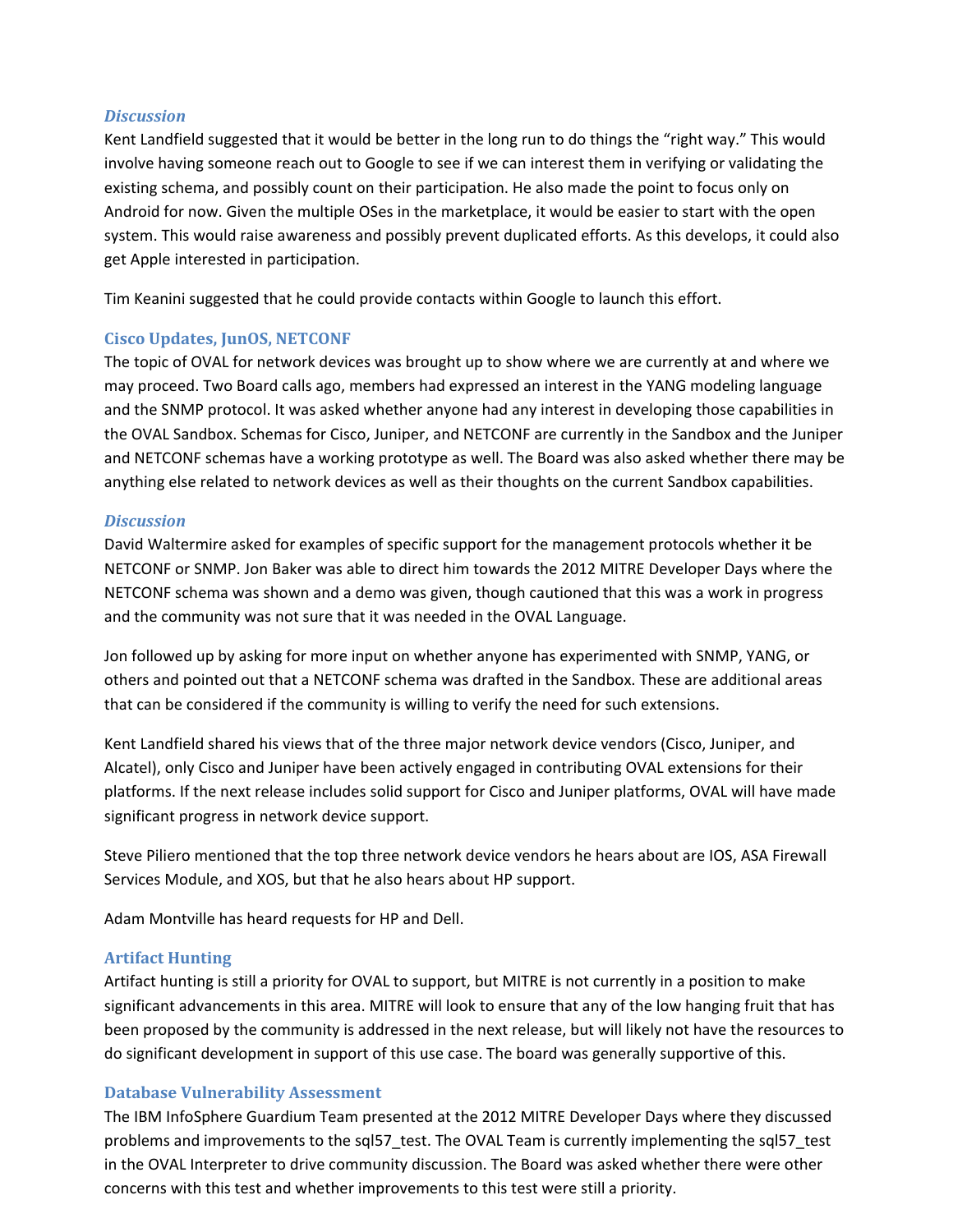#### *Discussion*

Kent Landfield suggested that it would be better in the long run to do things the “right way.” This would involve having someone reach out to Google to see if we can interest them in verifying or validating the existing schema, and possibly count on their participation. He also made the point to focus only on Android for now. Given the multiple OSes in the marketplace, it would be easier to start with the open system. This would raise awareness and possibly prevent duplicated efforts. As this develops, it could also get Apple interested in participation.

Tim Keanini suggested that he could provide contacts within Google to launch this effort.

### Cisco Updates, JunOS, NETCONF

The topic of OVAL for network devices was brought up to show where we are currently at and where we may proceed. Two Board calls ago, members had expressed an interest in the YANG modeling language and the SNMP protocol. It was asked whether anyone had any interest in developing those capabilities in the OVAL Sandbox. Schemas for Cisco, Juniper, and NETCONF are currently in the Sandbox and the Juniper and NETCONF schemas have a working prototype as well. The Board was also asked whether there may be anything else related to network devices as well as their thoughts on the current Sandbox capabilities.

#### *Discussion*

David Waltermire asked for examples of specific support for the management protocols whether it be NETCONF or SNMP. Jon Baker was able to direct him towards the 2012 MITRE Developer Days where the NETCONF schema was shown and a demo was given, though cautioned that this was a work in progress and the community was not sure that it was needed in the OVAL Language.

Jon followed up by asking for more input on whether anyone has experimented with SNMP, YANG, or others and pointed out that a NETCONF schema was drafted in the Sandbox. These are additional areas that can be considered if the community is willing to verify the need for such extensions.

Kent Landfield shared his views that of the three major network device vendors (Cisco, Juniper, and Alcatel), only Cisco and Juniper have been actively engaged in contributing OVAL extensions for their platforms. If the next release includes solid support for Cisco and Juniper platforms, OVAL will have made significant progress in network device support.

Steve Piliero mentioned that the top three network device vendors he hears about are IOS, ASA Firewall Services Module, and XOS, but that he also hears about HP support.

Adam Montville has heard requests for HP and Dell.

### Artifact Hunting

Artifact hunting is still a priority for OVAL to support, but MITRE is not currently in a position to make significant advancements in this area. MITRE will look to ensure that any of the low hanging fruit that has been proposed by the community is addressed in the next release, but will likely not have the resources to do significant development in support of this use case. The board was generally supportive of this.

### Database Vulnerability Assessment

The IBM InfoSphere Guardium Team presented at the 2012 MITRE Developer Days where they discussed problems and improvements to the sql57_test. The OVAL Team is currently implementing the sql57_test in the OVAL Interpreter to drive community discussion. The Board was asked whether there were other concerns with this test and whether improvements to this test were still a priority.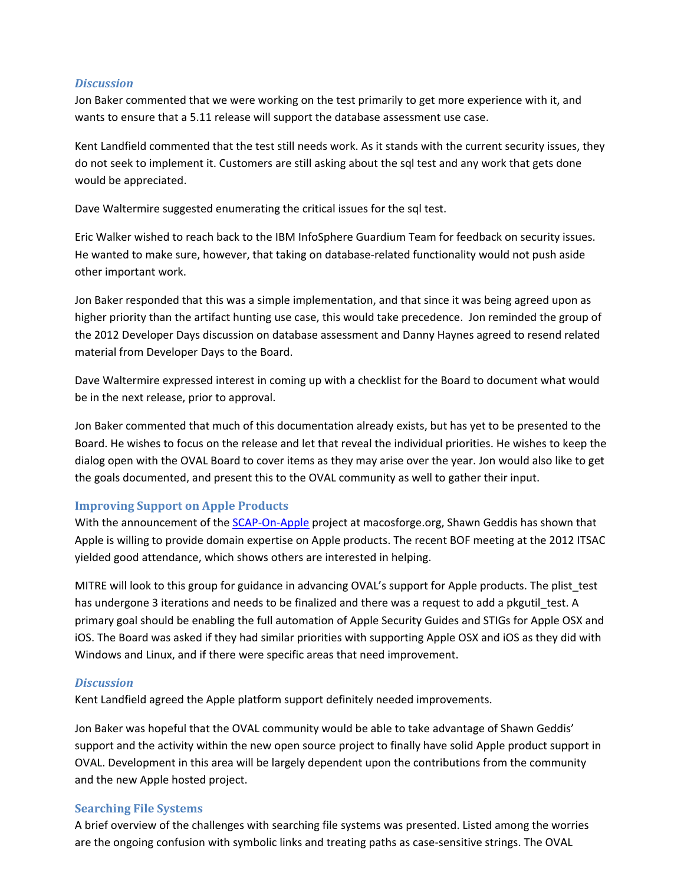### *Discussion*

Jon Baker commented that we were working on the test primarily to get more experience with it, and wants to ensure that a 5.11 release will support the database assessment use case.

Kent Landfield commented that the test still needs work. As it stands with the current security issues, they do not seek to implement it. Customers are still asking about the sql test and any work that gets done would be appreciated.

Dave Waltermire suggested enumerating the critical issues for the sql test.

Eric Walker wished to reach back to the IBM InfoSphere Guardium Team for feedback on security issues. He wanted to make sure, however, that taking on database-related functionality would not push aside other important work.

Jon Baker responded that this was a simple implementation, and that since it was being agreed upon as higher priority than the artifact hunting use case, this would take precedence. Jon reminded the group of the 2012 Developer Days discussion on database assessment and Danny Haynes agreed to resend related material from Developer Days to the Board.

Dave Waltermire expressed interest in coming up with a checklist for the Board to document what would be in the next release, prior to approval.

Jon Baker commented that much of this documentation already exists, but has yet to be presented to the Board. He wishes to focus on the release and let that reveal the individual priorities. He wishes to keep the dialog open with the OVAL Board to cover items as they may arise over the year. Jon would also like to get the goals documented, and present this to the OVAL community as well to gather their input.

## Improving Support on Apple Products

With the announcement of the SCAP-On-Apple project at macosforge.org, Shawn Geddis has shown that Apple is willing to provide domain expertise on Apple products. The recent BOF meeting at the 2012 ITSAC yielded good attendance, which shows others are interested in helping.

MITRE will look to this group for guidance in advancing OVAL's support for Apple products. The plist_test has undergone 3 iterations and needs to be finalized and there was a request to add a pkgutil_test. A primary goal should be enabling the full automation of Apple Security Guides and STIGs for Apple OSX and iOS. The Board was asked if they had similar priorities with supporting Apple OSX and iOS as they did with Windows and Linux, and if there were specific areas that need improvement.

### *Discussion*

Kent Landfield agreed the Apple platform support definitely needed improvements.

Jon Baker was hopeful that the OVAL community would be able to take advantage of Shawn Geddis' support and the activity within the new open source project to finally have solid Apple product support in OVAL. Development in this area will be largely dependent upon the contributions from the community and the new Apple hosted project.

## Searching File Systems

A brief overview of the challenges with searching file systems was presented. Listed among the worries are the ongoing confusion with symbolic links and treating paths as case-sensitive strings. The OVAL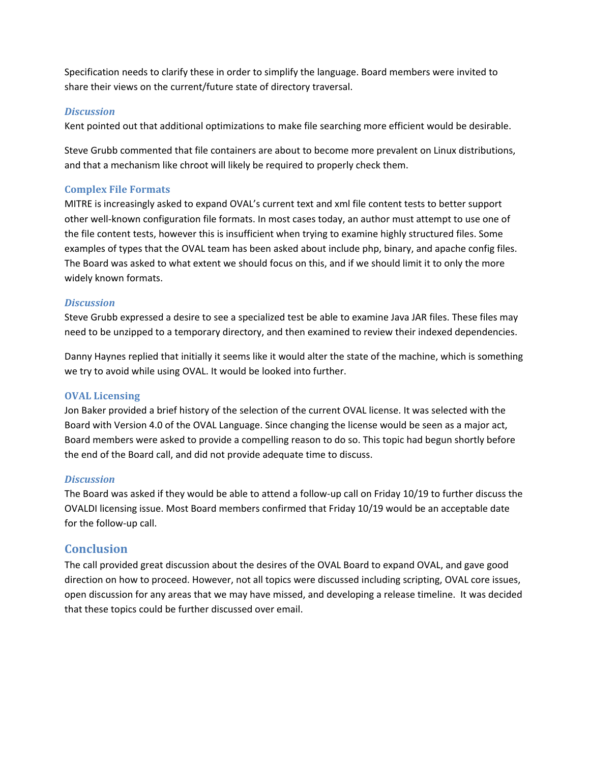Specification needs to clarify these in order to simplify the language. Board members were invited to share their views on the current/future state of directory traversal.

#### *Discussion*

Kent pointed out that additional optimizations to make file searching more efficient would be desirable.

Steve Grubb commented that file containers are about to become more prevalent on Linux distributions, and that a mechanism like chroot will likely be required to properly check them.

### Complex File Formats

MITRE is increasingly asked to expand OVAL's current text and xml file content tests to better support other well-known configuration file formats. In most cases today, an author must attempt to use one of the file content tests, however this is insufficient when trying to examine highly structured files. Some examples of types that the OVAL team has been asked about include php, binary, and apache config files. The Board was asked to what extent we should focus on this, and if we should limit it to only the more widely known formats.

#### *Discussion*

Steve Grubb expressed a desire to see a specialized test be able to examine Java JAR files. These files may need to be unzipped to a temporary directory, and then examined to review their indexed dependencies.

Danny Haynes replied that initially it seems like it would alter the state of the machine, which is something we try to avoid while using OVAL. It would be looked into further.

### OVAL Licensing

Jon Baker provided a brief history of the selection of the current OVAL license. It was selected with the Board with Version 4.0 of the OVAL Language. Since changing the license would be seen as a major act, Board members were asked to provide a compelling reason to do so. This topic had begun shortly before the end of the Board call, and did not provide adequate time to discuss.

#### *Discussion*

The Board was asked if they would be able to attend a follow-up call on Friday 10/19 to further discuss the OVALDI licensing issue. Most Board members confirmed that Friday 10/19 would be an acceptable date for the follow-up call.

## Conclusion

The call provided great discussion about the desires of the OVAL Board to expand OVAL, and gave good direction on how to proceed. However, not all topics were discussed including scripting, OVAL core issues, open discussion for any areas that we may have missed, and developing a release timeline. It was decided that these topics could be further discussed over email.